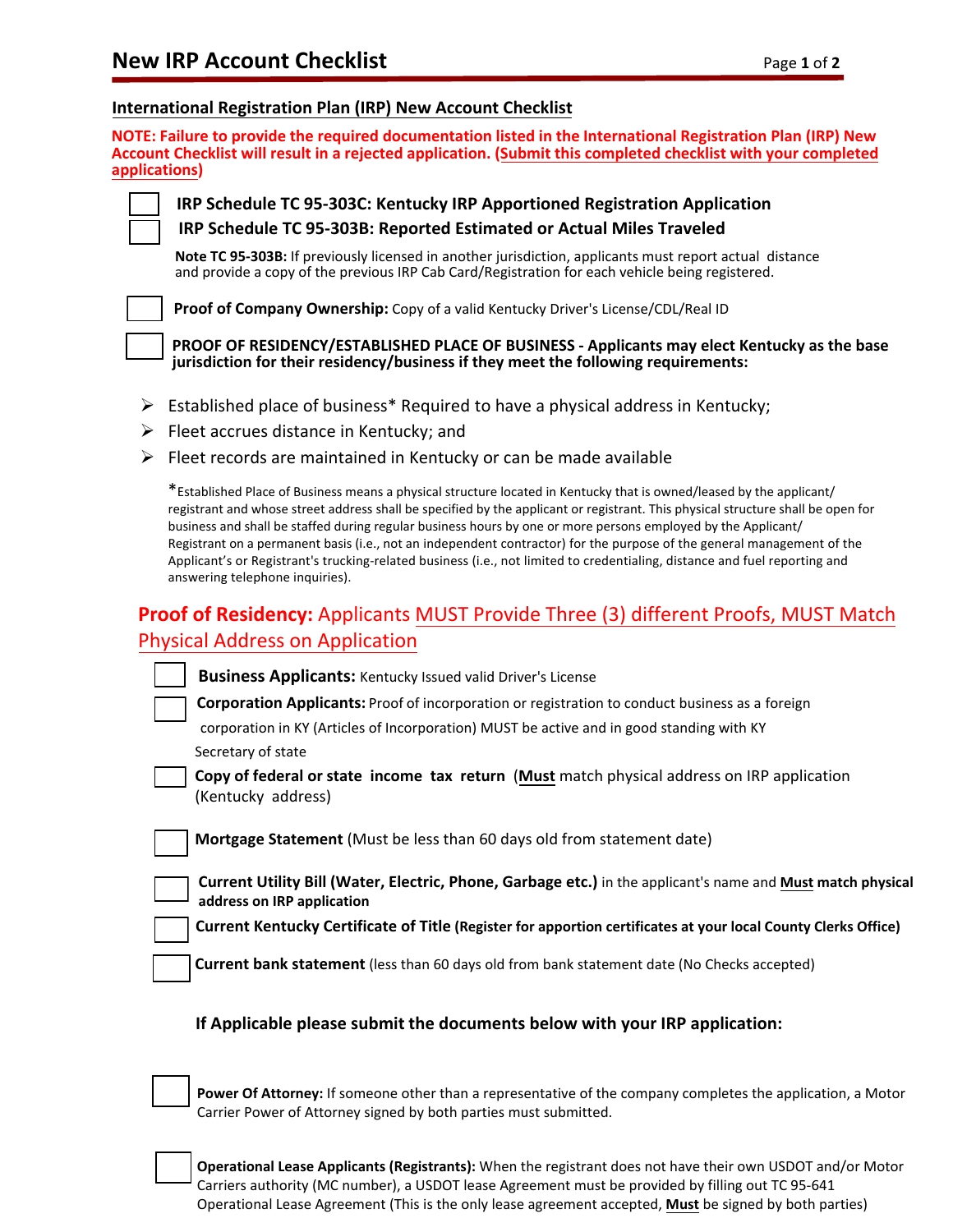# New IRP Account Checklist

## International Registration Plan (IRP) New Account Checklist

**NOTE: Failure to provide the required documentation listed in the International Registration Plan (IRP) New Account Checklist will result in a rejected application. (Submit this completed checklist with your completed applications)**

- [ ] **IRP Schedule TC 95-303C: Kentucky IRP Apportioned Registration Application**
- [ ] **IRP Schedule TC 95-303B: Reported Estimated or Actual Miles Traveled**

  **Note TC 95-303B:** If previously licensed in another jurisdiction, applicants must report actual distance and provide a copy of the previous IRP Cab Card/Registration for each vehicle being registered.

- [ ] **Proof of Company Ownership:** Copy of a valid Kentucky Driver's License/CDL/Real ID

- [ ] **PROOF OF RESIDENCY/ESTABLISHED PLACE OF BUSINESS - Applicants may elect Kentucky as the base jurisdiction for their residency/business if they meet the following requirements:**

  - Established place of business* Required to have a physical address in Kentucky;
  - Fleet accrues distance in Kentucky; and
  - Fleet records are maintained in Kentucky or can be made available

*Established Place of Business means a physical structure located in Kentucky that is owned/leased by the applicant/ registrant and whose street address shall be specified by the applicant or registrant. This physical structure shall be open for business and shall be staffed during regular business hours by one or more persons employed by the Applicant/ Registrant on a permanent basis (i.e., not an independent contractor) for the purpose of the general management of the Applicant's or Registrant's trucking-related business (i.e., not limited to credentialing, distance and fuel reporting and answering telephone inquiries).

### Proof of Residency: Applicants MUST Provide Three (3) different Proofs, MUST Match Physical Address on Application

- [ ] **Business Applicants:** Kentucky Issued valid Driver's License
- [ ] **Corporation Applicants:** Proof of incorporation or registration to conduct business as a foreign corporation in KY (Articles of Incorporation) MUST be active and in good standing with KY Secretary of state
- [ ] **Copy of federal or state income tax return** (**Must** match physical address on IRP application (Kentucky address)
- [ ] **Mortgage Statement** (Must be less than 60 days old from statement date)
- [ ] **Current Utility Bill (Water, Electric, Phone, Garbage etc.)** in the applicant's name and **Must match physical address on IRP application**
- [ ] **Current Kentucky Certificate of Title (Register for apportion certificates at your local County Clerks Office)**
- [ ] **Current bank statement** (less than 60 days old from bank statement date (No Checks accepted)

### If Applicable please submit the documents below with your IRP application:

- [ ] **Power Of Attorney:** If someone other than a representative of the company completes the application, a Motor Carrier Power of Attorney signed by both parties must submitted.

- [ ] **Operational Lease Applicants (Registrants):** When the registrant does not have their own USDOT and/or Motor Carriers authority (MC number), a USDOT lease Agreement must be provided by filling out TC 95-641 Operational Lease Agreement (This is the only lease agreement accepted, **Must** be signed by both parties)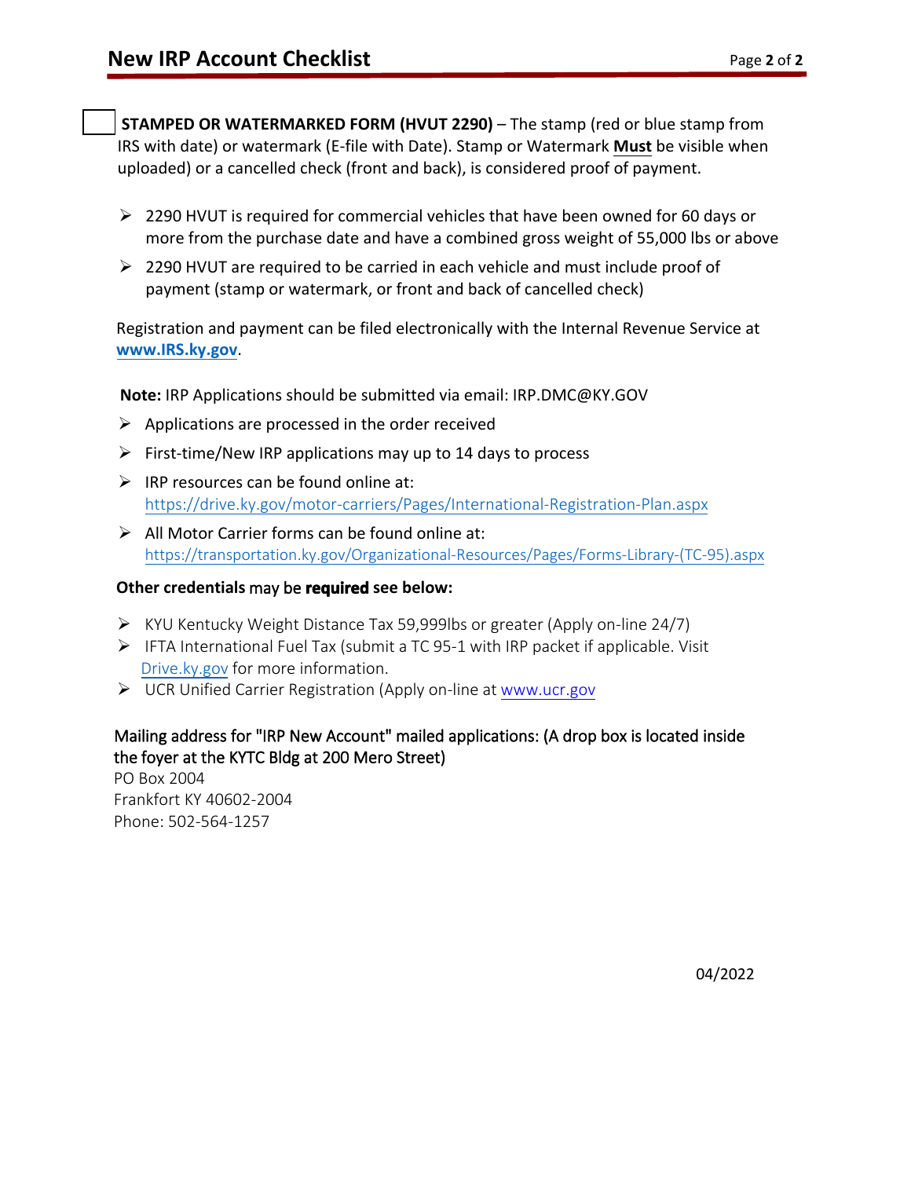☐ **STAMPED OR WATERMARKED FORM (HVUT 2290)** – The stamp (red or blue stamp from IRS with date) or watermark (E-file with Date). Stamp or Watermark **Must** be visible when uploaded) or a cancelled check (front and back), is considered proof of payment.

- 2290 HVUT is required for commercial vehicles that have been owned for 60 days or more from the purchase date and have a combined gross weight of 55,000 lbs or above
- 2290 HVUT are required to be carried in each vehicle and must include proof of payment (stamp or watermark, or front and back of cancelled check)

Registration and payment can be filed electronically with the Internal Revenue Service at **www.IRS.ky.gov**.

**Note:** IRP Applications should be submitted via email: IRP.DMC@KY.GOV

- Applications are processed in the order received
- First-time/New IRP applications may up to 14 days to process
- IRP resources can be found online at: https://drive.ky.gov/motor-carriers/Pages/International-Registration-Plan.aspx
- All Motor Carrier forms can be found online at: https://transportation.ky.gov/Organizational-Resources/Pages/Forms-Library-(TC-95).aspx

**Other credentials** may be **required see below:**

- KYU Kentucky Weight Distance Tax 59,999lbs or greater (Apply on-line 24/7)
- IFTA International Fuel Tax (submit a TC 95-1 with IRP packet if applicable. Visit Drive.ky.gov for more information.
- UCR Unified Carrier Registration (Apply on-line at www.ucr.gov

Mailing address for "IRP New Account" mailed applications: (A drop box is located inside the foyer at the KYTC Bldg at 200 Mero Street)
PO Box 2004
Frankfort KY 40602-2004
Phone: 502-564-1257

04/2022